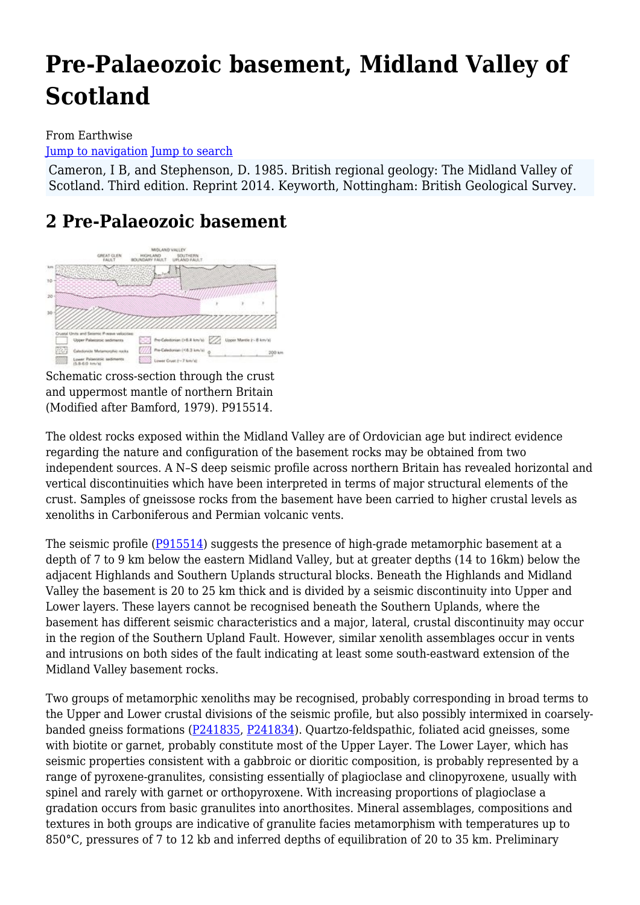# Pre-Palaeozoic basement, Midland Valley of Scotland

From Earthwise

Jump to navigation Jump to search

Cameron, I B, and Stephenson, D. 1985. British regional geology: The Midland Valley of Scotland. Third edition. Reprint 2014. Keyworth, Nottingham: British Geological Survey.

## 2 Pre-Palaeozoic basement

Schematic cross-section through the crust and uppermost mantle of northern Britain (Modified after Bamford, 1979). P915514.

The oldest rocks exposed within the Midland Valley are of Ordovician age but indirect evidence regarding the nature and configuration of the basement rocks may be obtained from two independent sources. A N–S deep seismic profile across northern Britain has revealed horizontal and vertical discontinuities which have been interpreted in terms of major structural elements of the crust. Samples of gneissose rocks from the basement have been carried to higher crustal levels as xenoliths in Carboniferous and Permian volcanic vents.

The seismic profile (P915514) suggests the presence of high-grade metamorphic basement at a depth of 7 to 9 km below the eastern Midland Valley, but at greater depths (14 to 16km) below the adjacent Highlands and Southern Uplands structural blocks. Beneath the Highlands and Midland Valley the basement is 20 to 25 km thick and is divided by a seismic discontinuity into Upper and Lower layers. These layers cannot be recognised beneath the Southern Uplands, where the basement has different seismic characteristics and a major, lateral, crustal discontinuity may occur in the region of the Southern Upland Fault. However, similar xenolith assemblages occur in vents and intrusions on both sides of the fault indicating at least some south-eastward extension of the Midland Valley basement rocks.

Two groups of metamorphic xenoliths may be recognised, probably corresponding in broad terms to the Upper and Lower crustal divisions of the seismic profile, but also possibly intermixed in coarsely-banded gneiss formations (P241835, P241834). Quartzo-feldspathic, foliated acid gneisses, some with biotite or garnet, probably constitute most of the Upper Layer. The Lower Layer, which has seismic properties consistent with a gabbroic or dioritic composition, is probably represented by a range of pyroxene-granulites, consisting essentially of plagioclase and clinopyroxene, usually with spinel and rarely with garnet or orthopyroxene. With increasing proportions of plagioclase a gradation occurs from basic granulites into anorthosites. Mineral assemblages, compositions and textures in both groups are indicative of granulite facies metamorphism with temperatures up to 850°C, pressures of 7 to 12 kb and inferred depths of equilibration of 20 to 35 km. Preliminary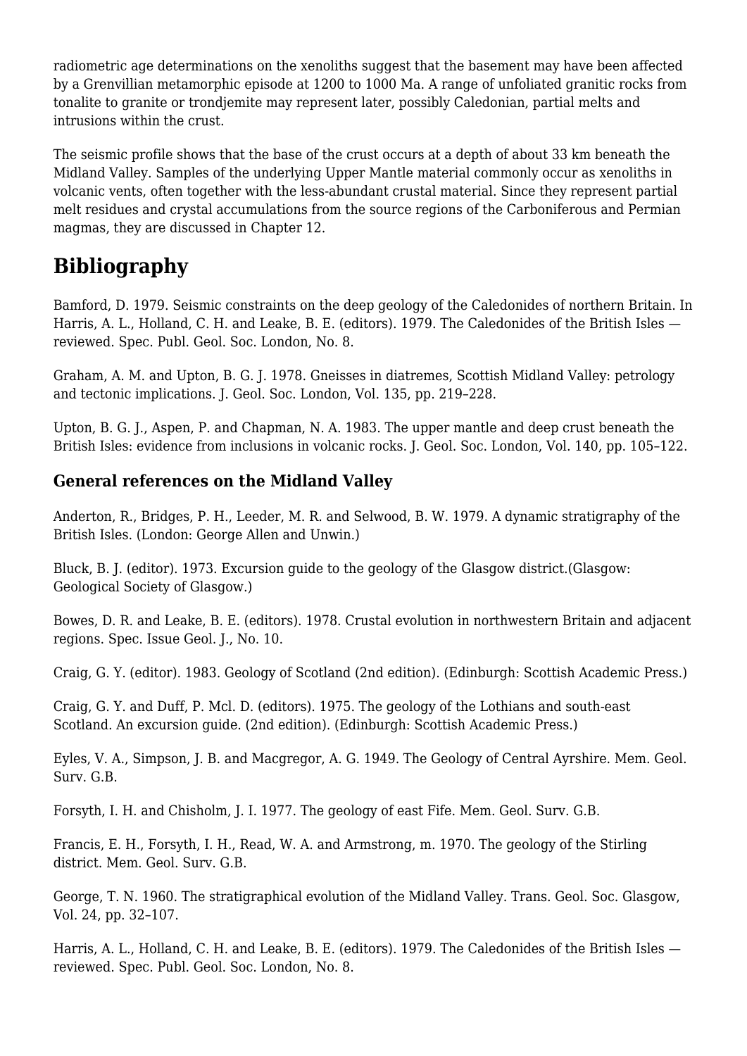radiometric age determinations on the xenoliths suggest that the basement may have been affected by a Grenvillian metamorphic episode at 1200 to 1000 Ma. A range of unfoliated granitic rocks from tonalite to granite or trondjemite may represent later, possibly Caledonian, partial melts and intrusions within the crust.

The seismic profile shows that the base of the crust occurs at a depth of about 33 km beneath the Midland Valley. Samples of the underlying Upper Mantle material commonly occur as xenoliths in volcanic vents, often together with the less-abundant crustal material. Since they represent partial melt residues and crystal accumulations from the source regions of the Carboniferous and Permian magmas, they are discussed in Chapter 12.

# Bibliography

Bamford, D. 1979. Seismic constraints on the deep geology of the Caledonides of northern Britain. In Harris, A. L., Holland, C. H. and Leake, B. E. (editors). 1979. The Caledonides of the British Isles — reviewed. Spec. Publ. Geol. Soc. London, No. 8.

Graham, A. M. and Upton, B. G. J. 1978. Gneisses in diatremes, Scottish Midland Valley: petrology and tectonic implications. J. Geol. Soc. London, Vol. 135, pp. 219–228.

Upton, B. G. J., Aspen, P. and Chapman, N. A. 1983. The upper mantle and deep crust beneath the British Isles: evidence from inclusions in volcanic rocks. J. Geol. Soc. London, Vol. 140, pp. 105–122.

### General references on the Midland Valley

Anderton, R., Bridges, P. H., Leeder, M. R. and Selwood, B. W. 1979. A dynamic stratigraphy of the British Isles. (London: George Allen and Unwin.)

Bluck, B. J. (editor). 1973. Excursion guide to the geology of the Glasgow district.(Glasgow: Geological Society of Glasgow.)

Bowes, D. R. and Leake, B. E. (editors). 1978. Crustal evolution in northwestern Britain and adjacent regions. Spec. Issue Geol. J., No. 10.

Craig, G. Y. (editor). 1983. Geology of Scotland (2nd edition). (Edinburgh: Scottish Academic Press.)

Craig, G. Y. and Duff, P. Mcl. D. (editors). 1975. The geology of the Lothians and south-east Scotland. An excursion guide. (2nd edition). (Edinburgh: Scottish Academic Press.)

Eyles, V. A., Simpson, J. B. and Macgregor, A. G. 1949. The Geology of Central Ayrshire. Mem. Geol. Surv. G.B.

Forsyth, I. H. and Chisholm, J. I. 1977. The geology of east Fife. Mem. Geol. Surv. G.B.

Francis, E. H., Forsyth, I. H., Read, W. A. and Armstrong, m. 1970. The geology of the Stirling district. Mem. Geol. Surv. G.B.

George, T. N. 1960. The stratigraphical evolution of the Midland Valley. Trans. Geol. Soc. Glasgow, Vol. 24, pp. 32–107.

Harris, A. L., Holland, C. H. and Leake, B. E. (editors). 1979. The Caledonides of the British Isles — reviewed. Spec. Publ. Geol. Soc. London, No. 8.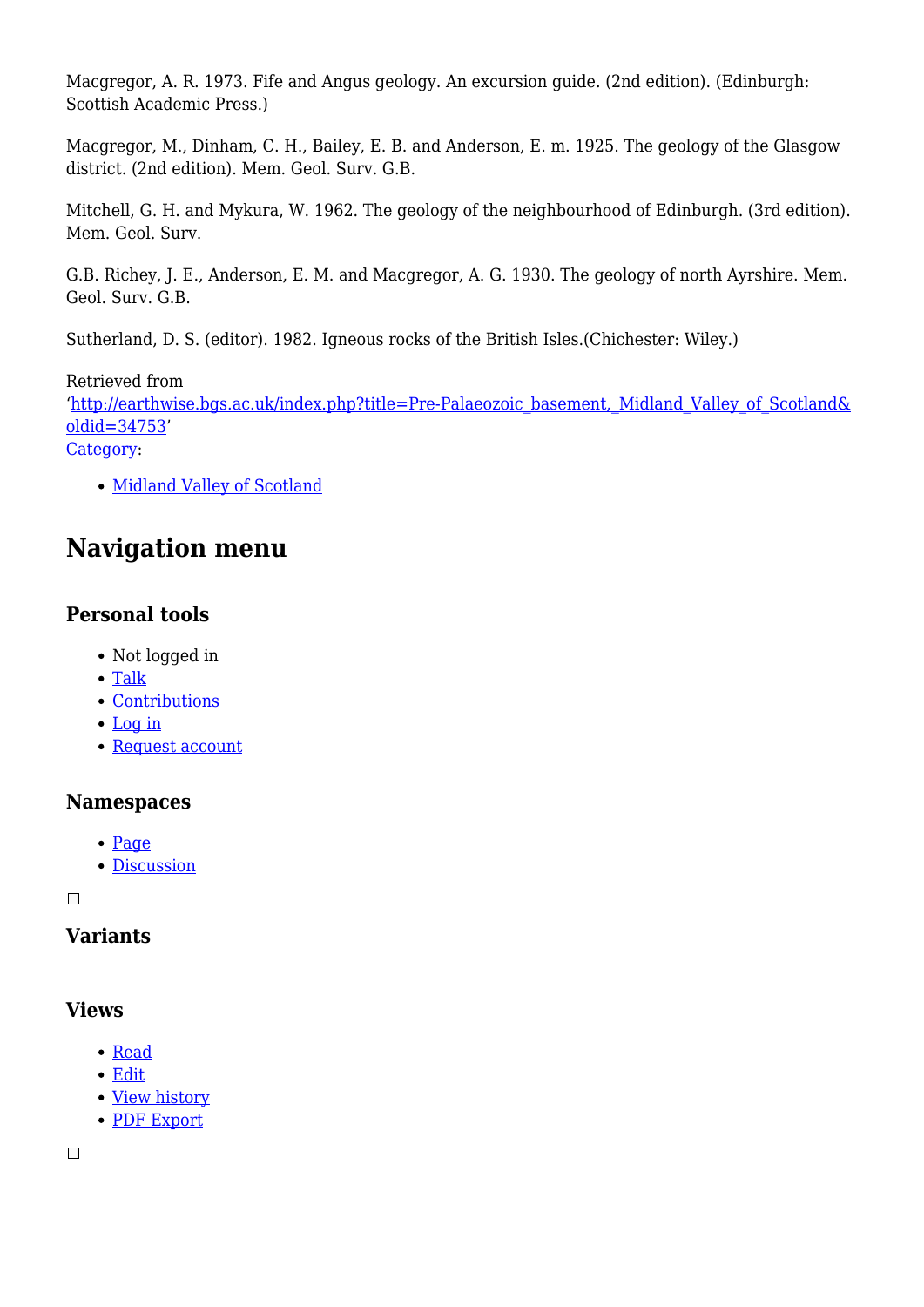Macgregor, A. R. 1973. Fife and Angus geology. An excursion guide. (2nd edition). (Edinburgh: Scottish Academic Press.)

Macgregor, M., Dinham, C. H., Bailey, E. B. and Anderson, E. m. 1925. The geology of the Glasgow district. (2nd edition). Mem. Geol. Surv. G.B.

Mitchell, G. H. and Mykura, W. 1962. The geology of the neighbourhood of Edinburgh. (3rd edition). Mem. Geol. Surv.

G.B. Richey, J. E., Anderson, E. M. and Macgregor, A. G. 1930. The geology of north Ayrshire. Mem. Geol. Surv. G.B.

Sutherland, D. S. (editor). 1982. Igneous rocks of the British Isles.(Chichester: Wiley.)

Retrieved from 'http://earthwise.bgs.ac.uk/index.php?title=Pre-Palaeozoic_basement,_Midland_Valley_of_Scotland&oldid=34753'

Category:

- Midland Valley of Scotland

# Navigation menu

### Personal tools

- Not logged in
- Talk
- Contributions
- Log in
- Request account

### Namespaces

- Page
- Discussion

### Variants

### Views

- Read
- Edit
- View history
- PDF Export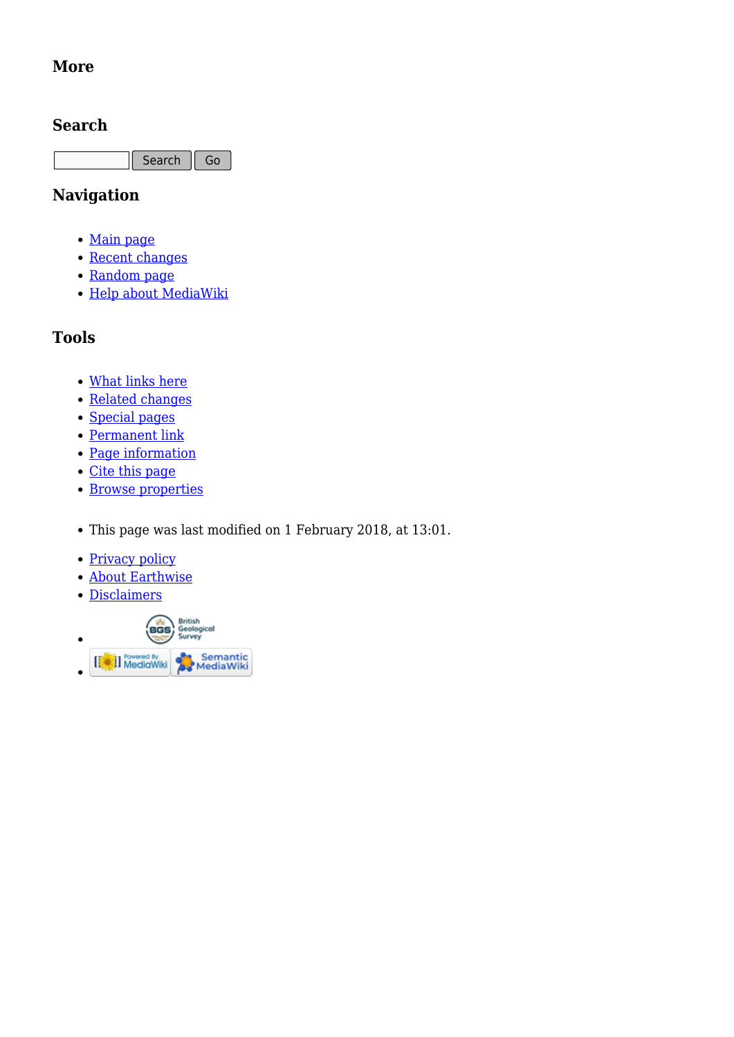### More

### Search

Search Go

### Navigation

- Main page
- Recent changes
- Random page
- Help about MediaWiki

### Tools

- What links here
- Related changes
- Special pages
- Permanent link
- Page information
- Cite this page
- Browse properties

- This page was last modified on 1 February 2018, at 13:01.

- Privacy policy
- About Earthwise
- Disclaimers
- BGS British Geological Survey
- Powered By MediaWiki Semantic MediaWiki